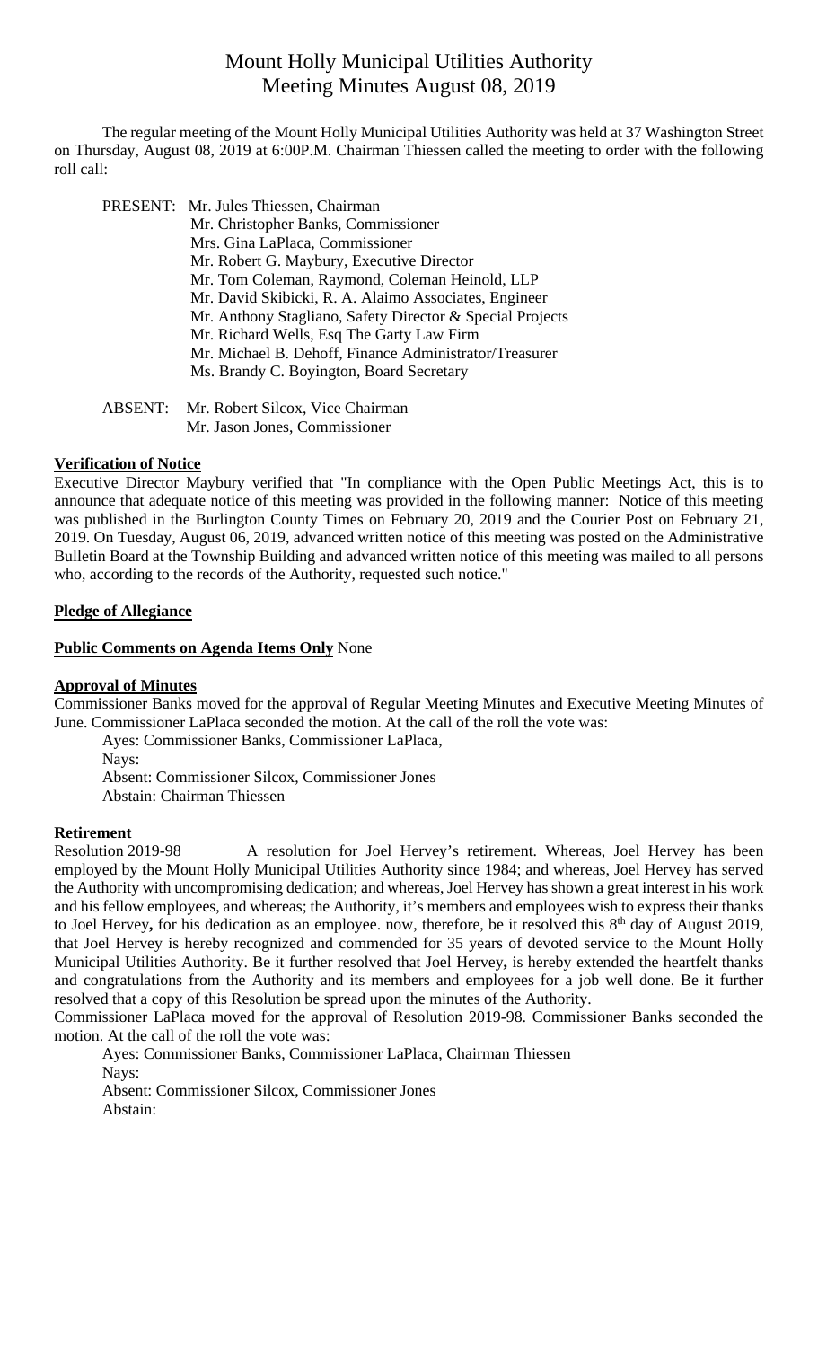# Mount Holly Municipal Utilities Authority
# Meeting Minutes August 08, 2019

The regular meeting of the Mount Holly Municipal Utilities Authority was held at 37 Washington Street on Thursday, August 08, 2019 at 6:00P.M. Chairman Thiessen called the meeting to order with the following roll call:

PRESENT: Mr. Jules Thiessen, Chairman
Mr. Christopher Banks, Commissioner
Mrs. Gina LaPlaca, Commissioner
Mr. Robert G. Maybury, Executive Director
Mr. Tom Coleman, Raymond, Coleman Heinold, LLP
Mr. David Skibicki, R. A. Alaimo Associates, Engineer
Mr. Anthony Stagliano, Safety Director & Special Projects
Mr. Richard Wells, Esq The Garty Law Firm
Mr. Michael B. Dehoff, Finance Administrator/Treasurer
Ms. Brandy C. Boyington, Board Secretary

ABSENT: Mr. Robert Silcox, Vice Chairman
Mr. Jason Jones, Commissioner

**Verification of Notice**

Executive Director Maybury verified that "In compliance with the Open Public Meetings Act, this is to announce that adequate notice of this meeting was provided in the following manner: Notice of this meeting was published in the Burlington County Times on February 20, 2019 and the Courier Post on February 21, 2019. On Tuesday, August 06, 2019, advanced written notice of this meeting was posted on the Administrative Bulletin Board at the Township Building and advanced written notice of this meeting was mailed to all persons who, according to the records of the Authority, requested such notice."

**Pledge of Allegiance**

**Public Comments on Agenda Items Only** None

**Approval of Minutes**

Commissioner Banks moved for the approval of Regular Meeting Minutes and Executive Meeting Minutes of June. Commissioner LaPlaca seconded the motion. At the call of the roll the vote was:

Ayes: Commissioner Banks, Commissioner LaPlaca,
Nays:
Absent: Commissioner Silcox, Commissioner Jones
Abstain: Chairman Thiessen

**Retirement**

Resolution 2019-98 A resolution for Joel Hervey's retirement. Whereas, Joel Hervey has been employed by the Mount Holly Municipal Utilities Authority since 1984; and whereas, Joel Hervey has served the Authority with uncompromising dedication; and whereas, Joel Hervey has shown a great interest in his work and his fellow employees, and whereas; the Authority, it's members and employees wish to express their thanks to Joel Hervey**,** for his dedication as an employee. now, therefore, be it resolved this 8th day of August 2019, that Joel Hervey is hereby recognized and commended for 35 years of devoted service to the Mount Holly Municipal Utilities Authority. Be it further resolved that Joel Hervey**,** is hereby extended the heartfelt thanks and congratulations from the Authority and its members and employees for a job well done. Be it further resolved that a copy of this Resolution be spread upon the minutes of the Authority.

Commissioner LaPlaca moved for the approval of Resolution 2019-98. Commissioner Banks seconded the motion. At the call of the roll the vote was:

Ayes: Commissioner Banks, Commissioner LaPlaca, Chairman Thiessen
Nays:
Absent: Commissioner Silcox, Commissioner Jones
Abstain: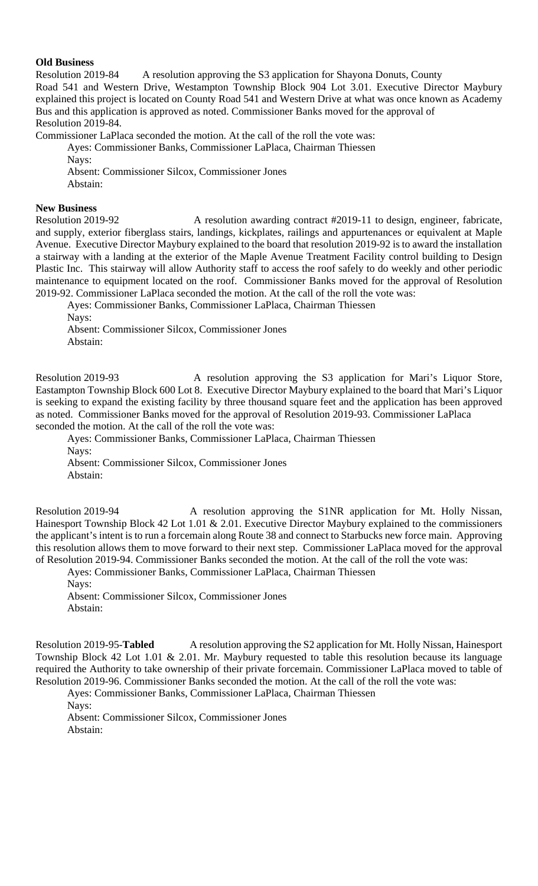**Old Business**

Resolution 2019-84 A resolution approving the S3 application for Shayona Donuts, County Road 541 and Western Drive, Westampton Township Block 904 Lot 3.01. Executive Director Maybury explained this project is located on County Road 541 and Western Drive at what was once known as Academy Bus and this application is approved as noted. Commissioner Banks moved for the approval of Resolution 2019-84.

Commissioner LaPlaca seconded the motion. At the call of the roll the vote was:

Ayes: Commissioner Banks, Commissioner LaPlaca, Chairman Thiessen
Nays:
Absent: Commissioner Silcox, Commissioner Jones
Abstain:

**New Business**

Resolution 2019-92 A resolution awarding contract #2019-11 to design, engineer, fabricate, and supply, exterior fiberglass stairs, landings, kickplates, railings and appurtenances or equivalent at Maple Avenue. Executive Director Maybury explained to the board that resolution 2019-92 is to award the installation a stairway with a landing at the exterior of the Maple Avenue Treatment Facility control building to Design Plastic Inc. This stairway will allow Authority staff to access the roof safely to do weekly and other periodic maintenance to equipment located on the roof. Commissioner Banks moved for the approval of Resolution 2019-92. Commissioner LaPlaca seconded the motion. At the call of the roll the vote was:

Ayes: Commissioner Banks, Commissioner LaPlaca, Chairman Thiessen
Nays:
Absent: Commissioner Silcox, Commissioner Jones
Abstain:

Resolution 2019-93 A resolution approving the S3 application for Mari's Liquor Store, Eastampton Township Block 600 Lot 8. Executive Director Maybury explained to the board that Mari's Liquor is seeking to expand the existing facility by three thousand square feet and the application has been approved as noted. Commissioner Banks moved for the approval of Resolution 2019-93. Commissioner LaPlaca seconded the motion. At the call of the roll the vote was:

Ayes: Commissioner Banks, Commissioner LaPlaca, Chairman Thiessen
Nays:
Absent: Commissioner Silcox, Commissioner Jones
Abstain:

Resolution 2019-94 A resolution approving the S1NR application for Mt. Holly Nissan, Hainesport Township Block 42 Lot 1.01 & 2.01. Executive Director Maybury explained to the commissioners the applicant's intent is to run a forcemain along Route 38 and connect to Starbucks new force main. Approving this resolution allows them to move forward to their next step. Commissioner LaPlaca moved for the approval of Resolution 2019-94. Commissioner Banks seconded the motion. At the call of the roll the vote was:

Ayes: Commissioner Banks, Commissioner LaPlaca, Chairman Thiessen
Nays:
Absent: Commissioner Silcox, Commissioner Jones
Abstain:

Resolution 2019-95-**Tabled** A resolution approving the S2 application for Mt. Holly Nissan, Hainesport Township Block 42 Lot 1.01 & 2.01. Mr. Maybury requested to table this resolution because its language required the Authority to take ownership of their private forcemain. Commissioner LaPlaca moved to table of Resolution 2019-96. Commissioner Banks seconded the motion. At the call of the roll the vote was:

Ayes: Commissioner Banks, Commissioner LaPlaca, Chairman Thiessen
Nays:
Absent: Commissioner Silcox, Commissioner Jones
Abstain: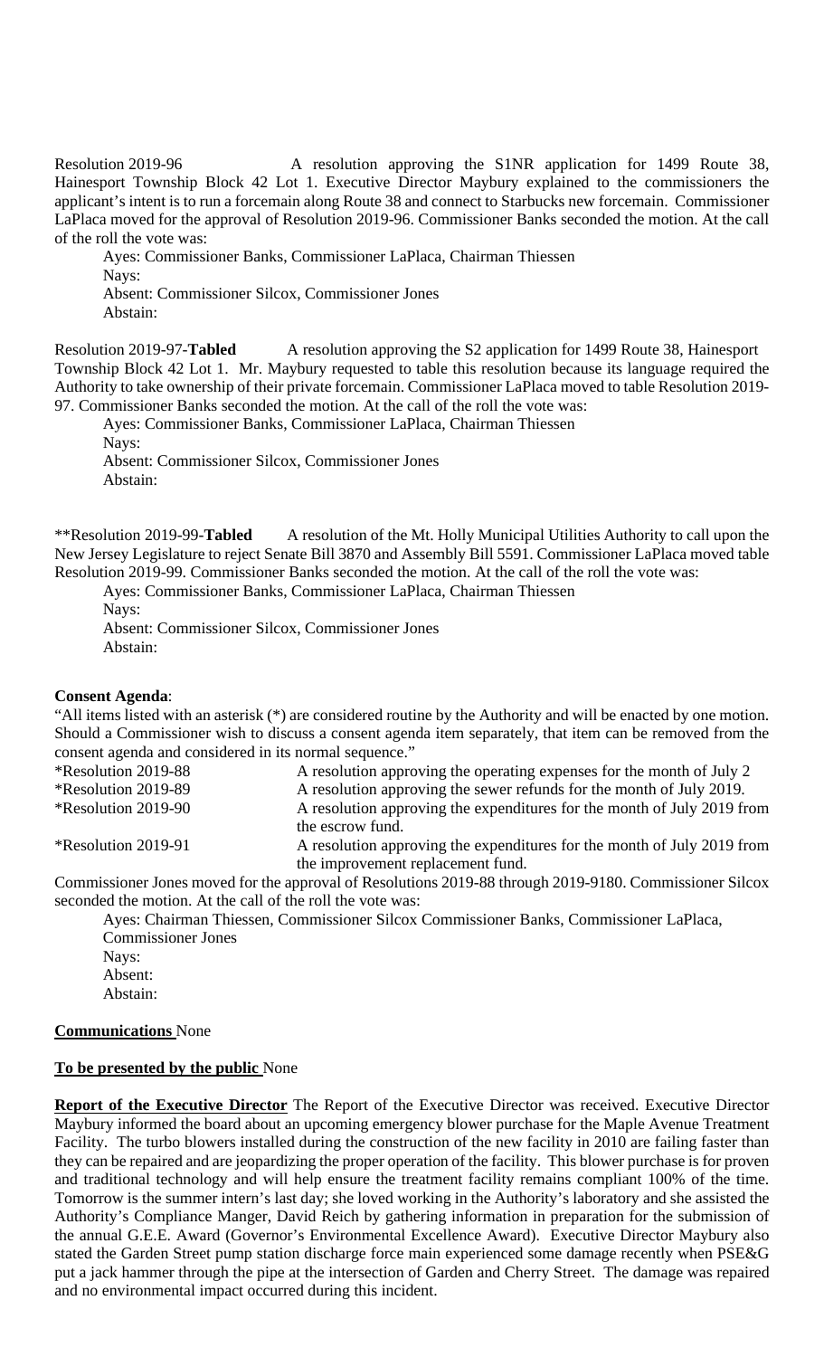Resolution 2019-96 A resolution approving the S1NR application for 1499 Route 38, Hainesport Township Block 42 Lot 1. Executive Director Maybury explained to the commissioners the applicant's intent is to run a forcemain along Route 38 and connect to Starbucks new forcemain. Commissioner LaPlaca moved for the approval of Resolution 2019-96. Commissioner Banks seconded the motion. At the call of the roll the vote was:

Ayes: Commissioner Banks, Commissioner LaPlaca, Chairman Thiessen
Nays:
Absent: Commissioner Silcox, Commissioner Jones
Abstain:

Resolution 2019-97-**Tabled** A resolution approving the S2 application for 1499 Route 38, Hainesport Township Block 42 Lot 1. Mr. Maybury requested to table this resolution because its language required the Authority to take ownership of their private forcemain. Commissioner LaPlaca moved to table Resolution 2019-97. Commissioner Banks seconded the motion. At the call of the roll the vote was:

Ayes: Commissioner Banks, Commissioner LaPlaca, Chairman Thiessen
Nays:
Absent: Commissioner Silcox, Commissioner Jones
Abstain:

**Resolution 2019-99-**Tabled** A resolution of the Mt. Holly Municipal Utilities Authority to call upon the New Jersey Legislature to reject Senate Bill 3870 and Assembly Bill 5591. Commissioner LaPlaca moved table Resolution 2019-99. Commissioner Banks seconded the motion. At the call of the roll the vote was:

Ayes: Commissioner Banks, Commissioner LaPlaca, Chairman Thiessen
Nays:
Absent: Commissioner Silcox, Commissioner Jones
Abstain:

**Consent Agenda**:

"All items listed with an asterisk (*) are considered routine by the Authority and will be enacted by one motion. Should a Commissioner wish to discuss a consent agenda item separately, that item can be removed from the consent agenda and considered in its normal sequence."

| | |
|---|---|
| *Resolution 2019-88 | A resolution approving the operating expenses for the month of July 2 |
| *Resolution 2019-89 | A resolution approving the sewer refunds for the month of July 2019. |
| *Resolution 2019-90 | A resolution approving the expenditures for the month of July 2019 from the escrow fund. |
| *Resolution 2019-91 | A resolution approving the expenditures for the month of July 2019 from the improvement replacement fund. |

Commissioner Jones moved for the approval of Resolutions 2019-88 through 2019-9180. Commissioner Silcox seconded the motion. At the call of the roll the vote was:

Ayes: Chairman Thiessen, Commissioner Silcox Commissioner Banks, Commissioner LaPlaca, Commissioner Jones
Nays:
Absent:
Abstain:

**Communications** None

**To be presented by the public** None

**Report of the Executive Director** The Report of the Executive Director was received. Executive Director Maybury informed the board about an upcoming emergency blower purchase for the Maple Avenue Treatment Facility. The turbo blowers installed during the construction of the new facility in 2010 are failing faster than they can be repaired and are jeopardizing the proper operation of the facility. This blower purchase is for proven and traditional technology and will help ensure the treatment facility remains compliant 100% of the time. Tomorrow is the summer intern's last day; she loved working in the Authority's laboratory and she assisted the Authority's Compliance Manger, David Reich by gathering information in preparation for the submission of the annual G.E.E. Award (Governor's Environmental Excellence Award). Executive Director Maybury also stated the Garden Street pump station discharge force main experienced some damage recently when PSE&G put a jack hammer through the pipe at the intersection of Garden and Cherry Street. The damage was repaired and no environmental impact occurred during this incident.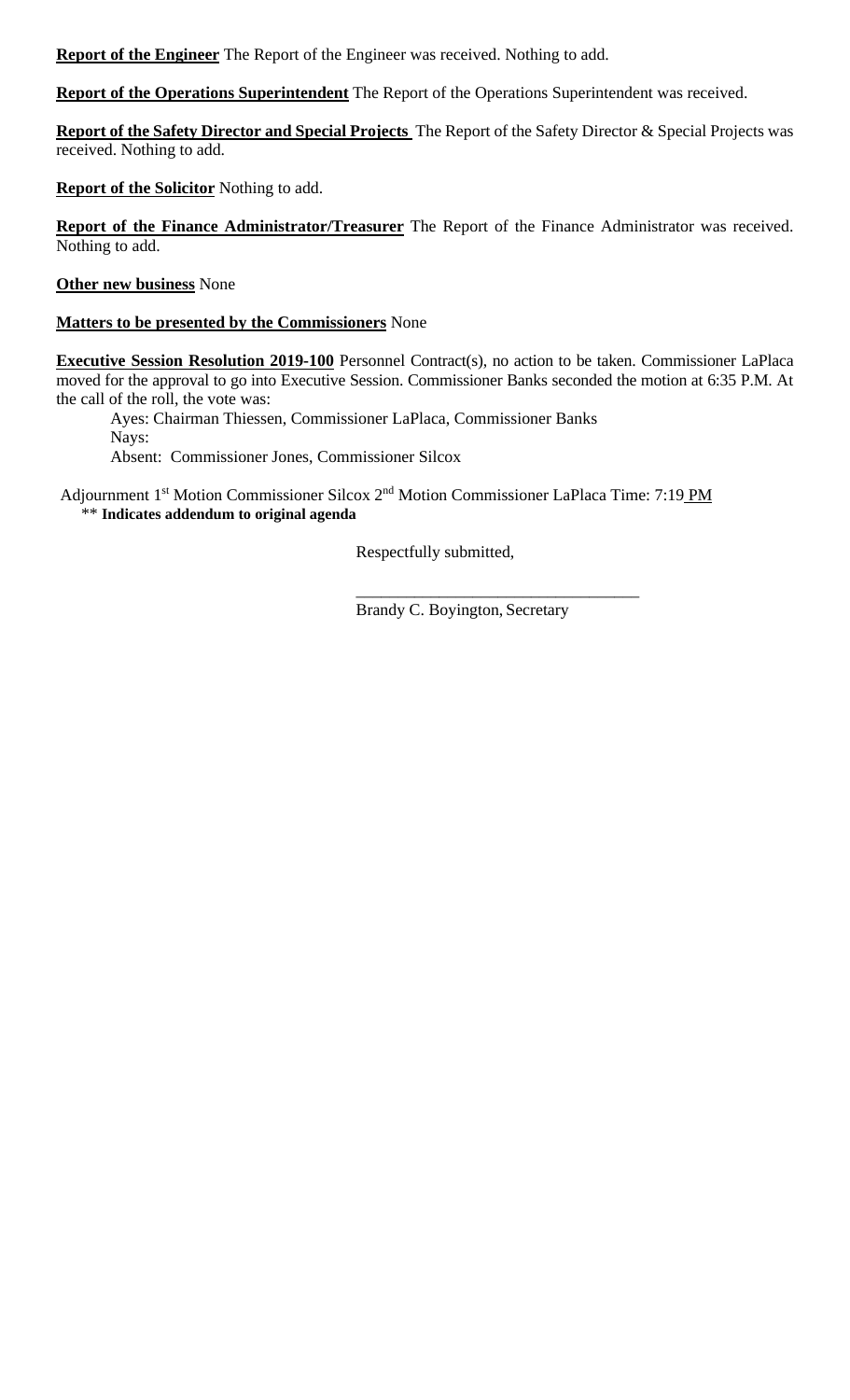**Report of the Engineer** The Report of the Engineer was received. Nothing to add.

**Report of the Operations Superintendent** The Report of the Operations Superintendent was received.

**Report of the Safety Director and Special Projects** The Report of the Safety Director & Special Projects was received. Nothing to add.

**Report of the Solicitor** Nothing to add.

**Report of the Finance Administrator/Treasurer** The Report of the Finance Administrator was received. Nothing to add.

**Other new business** None

**Matters to be presented by the Commissioners** None

**Executive Session Resolution 2019-100** Personnel Contract(s), no action to be taken. Commissioner LaPlaca moved for the approval to go into Executive Session. Commissioner Banks seconded the motion at 6:35 P.M. At the call of the roll, the vote was:

Ayes: Chairman Thiessen, Commissioner LaPlaca, Commissioner Banks
Nays:
Absent: Commissioner Jones, Commissioner Silcox

Adjournment 1st Motion Commissioner Silcox 2nd Motion Commissioner LaPlaca Time: 7:19 PM

** **Indicates addendum to original agenda**

Respectfully submitted,

\_\_\_\_\_\_\_\_\_\_\_\_\_\_\_\_\_\_\_\_\_\_\_\_\_\_\_\_\_\_\_\_\_\_

Brandy C. Boyington, Secretary